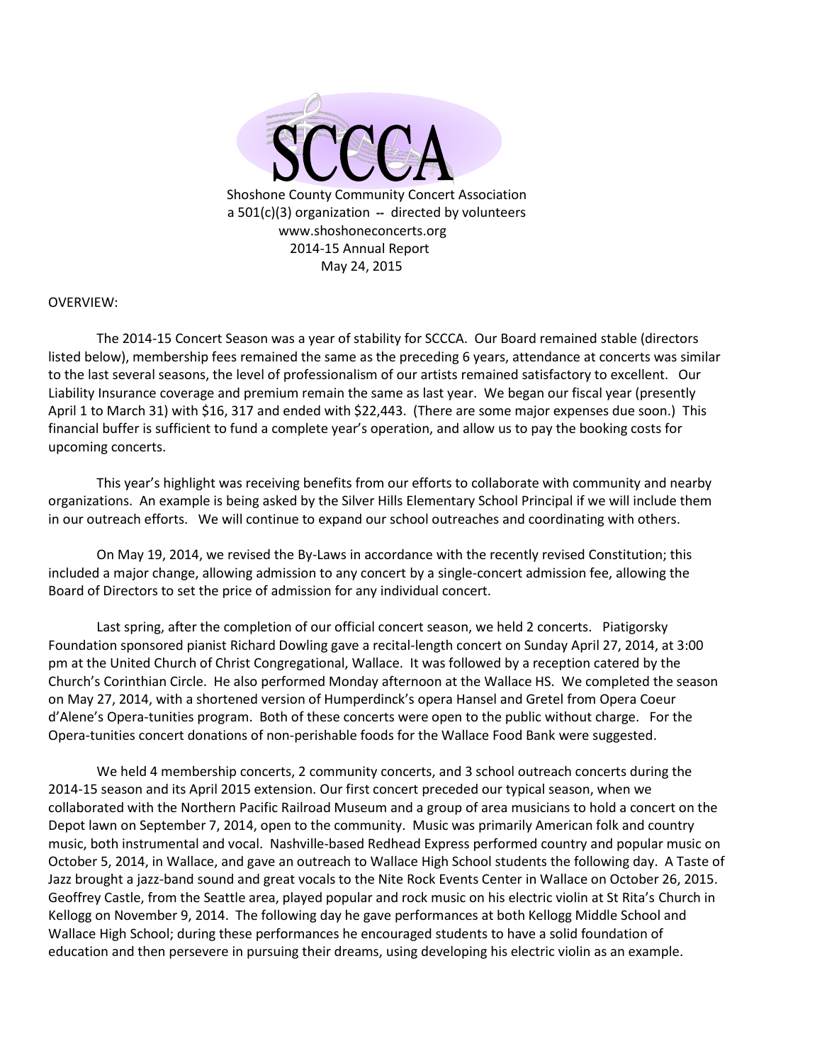# SCCCA

Shoshone County Community Concert Association
a 501(c)(3) organization -- directed by volunteers
www.shoshoneconcerts.org
2014-15 Annual Report
May 24, 2015

OVERVIEW:

The 2014-15 Concert Season was a year of stability for SCCCA. Our Board remained stable (directors listed below), membership fees remained the same as the preceding 6 years, attendance at concerts was similar to the last several seasons, the level of professionalism of our artists remained satisfactory to excellent. Our Liability Insurance coverage and premium remain the same as last year. We began our fiscal year (presently April 1 to March 31) with $16, 317 and ended with $22,443. (There are some major expenses due soon.) This financial buffer is sufficient to fund a complete year's operation, and allow us to pay the booking costs for upcoming concerts.

This year's highlight was receiving benefits from our efforts to collaborate with community and nearby organizations. An example is being asked by the Silver Hills Elementary School Principal if we will include them in our outreach efforts. We will continue to expand our school outreaches and coordinating with others.

On May 19, 2014, we revised the By-Laws in accordance with the recently revised Constitution; this included a major change, allowing admission to any concert by a single-concert admission fee, allowing the Board of Directors to set the price of admission for any individual concert.

Last spring, after the completion of our official concert season, we held 2 concerts. Piatigorsky Foundation sponsored pianist Richard Dowling gave a recital-length concert on Sunday April 27, 2014, at 3:00 pm at the United Church of Christ Congregational, Wallace. It was followed by a reception catered by the Church's Corinthian Circle. He also performed Monday afternoon at the Wallace HS. We completed the season on May 27, 2014, with a shortened version of Humperdinck's opera Hansel and Gretel from Opera Coeur d'Alene's Opera-tunities program. Both of these concerts were open to the public without charge. For the Opera-tunities concert donations of non-perishable foods for the Wallace Food Bank were suggested.

We held 4 membership concerts, 2 community concerts, and 3 school outreach concerts during the 2014-15 season and its April 2015 extension. Our first concert preceded our typical season, when we collaborated with the Northern Pacific Railroad Museum and a group of area musicians to hold a concert on the Depot lawn on September 7, 2014, open to the community. Music was primarily American folk and country music, both instrumental and vocal. Nashville-based Redhead Express performed country and popular music on October 5, 2014, in Wallace, and gave an outreach to Wallace High School students the following day. A Taste of Jazz brought a jazz-band sound and great vocals to the Nite Rock Events Center in Wallace on October 26, 2015. Geoffrey Castle, from the Seattle area, played popular and rock music on his electric violin at St Rita's Church in Kellogg on November 9, 2014. The following day he gave performances at both Kellogg Middle School and Wallace High School; during these performances he encouraged students to have a solid foundation of education and then persevere in pursuing their dreams, using developing his electric violin as an example.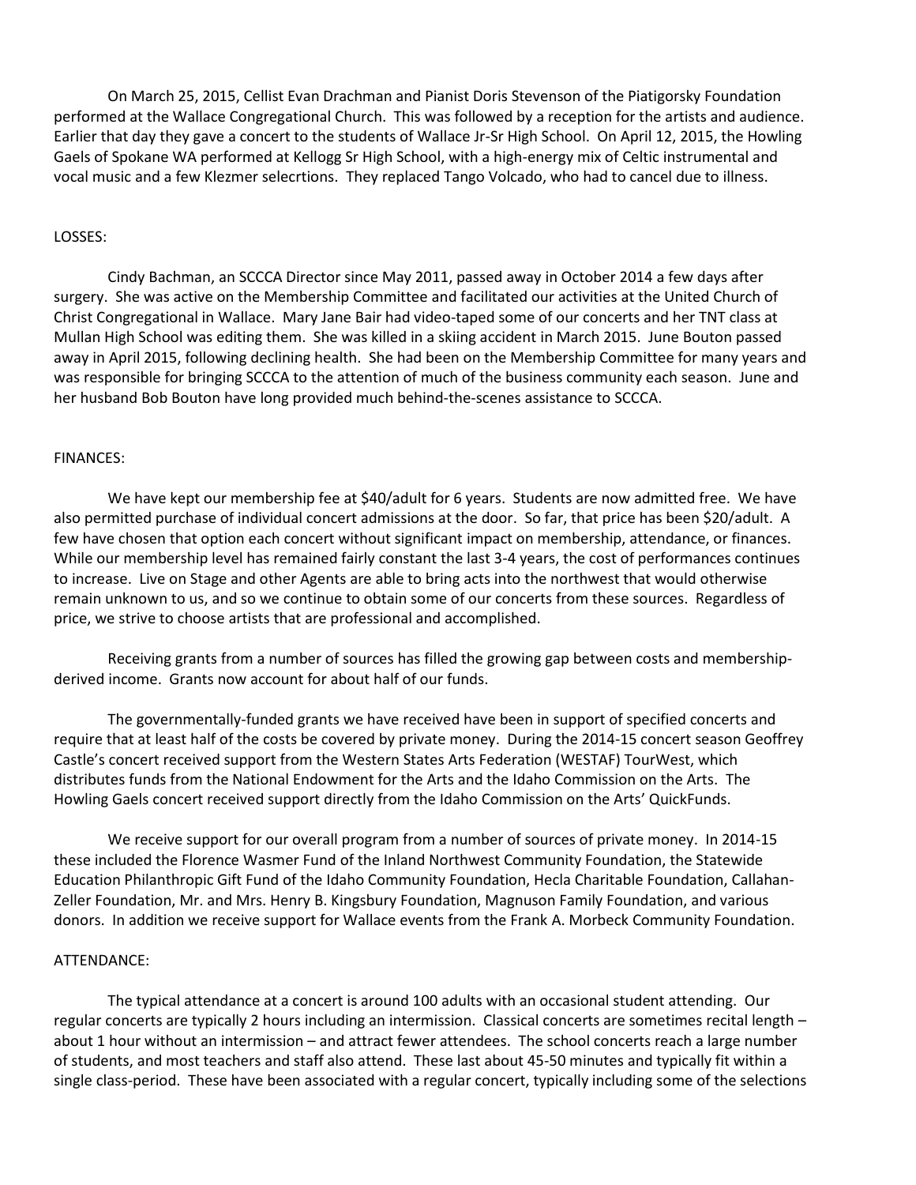On March 25, 2015, Cellist Evan Drachman and Pianist Doris Stevenson of the Piatigorsky Foundation performed at the Wallace Congregational Church. This was followed by a reception for the artists and audience. Earlier that day they gave a concert to the students of Wallace Jr-Sr High School. On April 12, 2015, the Howling Gaels of Spokane WA performed at Kellogg Sr High School, with a high-energy mix of Celtic instrumental and vocal music and a few Klezmer selecrtions. They replaced Tango Volcado, who had to cancel due to illness.

LOSSES:

Cindy Bachman, an SCCCA Director since May 2011, passed away in October 2014 a few days after surgery. She was active on the Membership Committee and facilitated our activities at the United Church of Christ Congregational in Wallace. Mary Jane Bair had video-taped some of our concerts and her TNT class at Mullan High School was editing them. She was killed in a skiing accident in March 2015. June Bouton passed away in April 2015, following declining health. She had been on the Membership Committee for many years and was responsible for bringing SCCCA to the attention of much of the business community each season. June and her husband Bob Bouton have long provided much behind-the-scenes assistance to SCCCA.

FINANCES:

We have kept our membership fee at $40/adult for 6 years. Students are now admitted free. We have also permitted purchase of individual concert admissions at the door. So far, that price has been $20/adult. A few have chosen that option each concert without significant impact on membership, attendance, or finances. While our membership level has remained fairly constant the last 3-4 years, the cost of performances continues to increase. Live on Stage and other Agents are able to bring acts into the northwest that would otherwise remain unknown to us, and so we continue to obtain some of our concerts from these sources. Regardless of price, we strive to choose artists that are professional and accomplished.

Receiving grants from a number of sources has filled the growing gap between costs and membership-derived income. Grants now account for about half of our funds.

The governmentally-funded grants we have received have been in support of specified concerts and require that at least half of the costs be covered by private money. During the 2014-15 concert season Geoffrey Castle's concert received support from the Western States Arts Federation (WESTAF) TourWest, which distributes funds from the National Endowment for the Arts and the Idaho Commission on the Arts. The Howling Gaels concert received support directly from the Idaho Commission on the Arts' QuickFunds.

We receive support for our overall program from a number of sources of private money. In 2014-15 these included the Florence Wasmer Fund of the Inland Northwest Community Foundation, the Statewide Education Philanthropic Gift Fund of the Idaho Community Foundation, Hecla Charitable Foundation, Callahan-Zeller Foundation, Mr. and Mrs. Henry B. Kingsbury Foundation, Magnuson Family Foundation, and various donors. In addition we receive support for Wallace events from the Frank A. Morbeck Community Foundation.

ATTENDANCE:

The typical attendance at a concert is around 100 adults with an occasional student attending. Our regular concerts are typically 2 hours including an intermission. Classical concerts are sometimes recital length – about 1 hour without an intermission – and attract fewer attendees. The school concerts reach a large number of students, and most teachers and staff also attend. These last about 45-50 minutes and typically fit within a single class-period. These have been associated with a regular concert, typically including some of the selections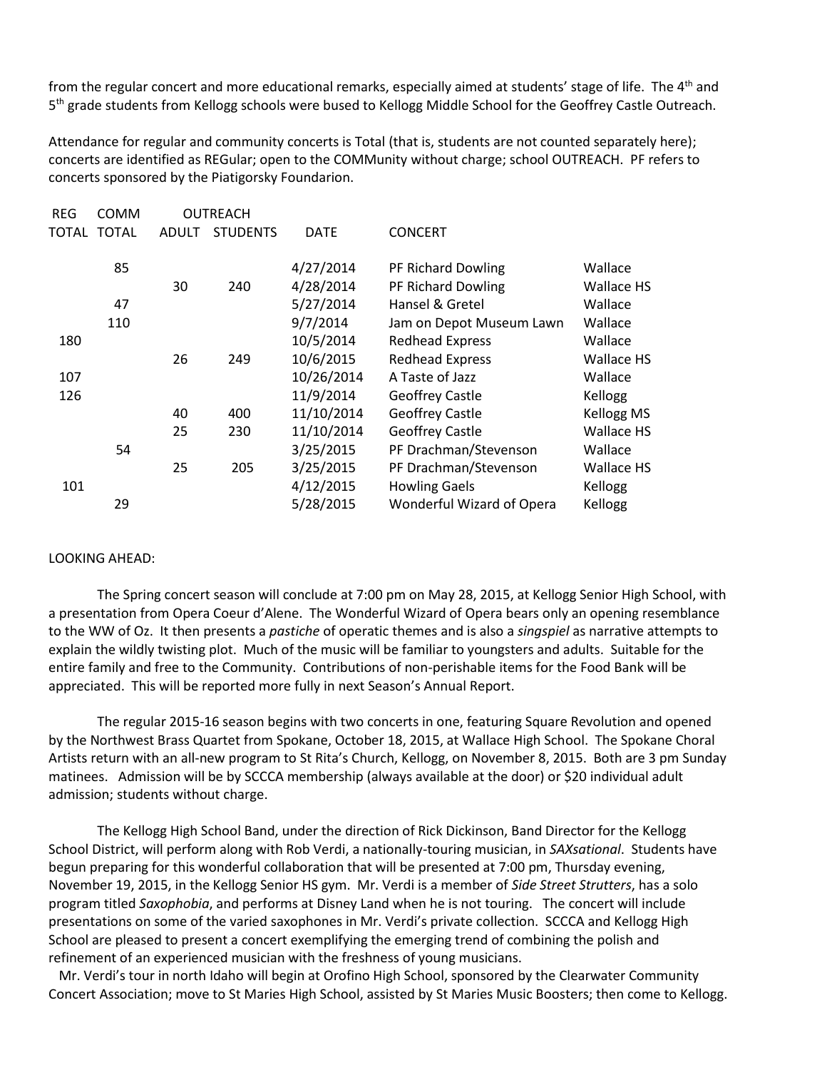from the regular concert and more educational remarks, especially aimed at students' stage of life. The 4th and 5th grade students from Kellogg schools were bused to Kellogg Middle School for the Geoffrey Castle Outreach.

Attendance for regular and community concerts is Total (that is, students are not counted separately here); concerts are identified as REGular; open to the COMMunity without charge; school OUTREACH. PF refers to concerts sponsored by the Piatigorsky Foundarion.

| REG | COMM | OUTREACH | | | | |
|---|---|---|---|---|---|---|
| TOTAL | TOTAL | ADULT | STUDENTS | DATE | CONCERT | |
| | 85 | | | 4/27/2014 | PF Richard Dowling | Wallace |
| | | 30 | 240 | 4/28/2014 | PF Richard Dowling | Wallace HS |
| | 47 | | | 5/27/2014 | Hansel & Gretel | Wallace |
| | 110 | | | 9/7/2014 | Jam on Depot Museum Lawn | Wallace |
| 180 | | | | 10/5/2014 | Redhead Express | Wallace |
| | | 26 | 249 | 10/6/2015 | Redhead Express | Wallace HS |
| 107 | | | | 10/26/2014 | A Taste of Jazz | Wallace |
| 126 | | | | 11/9/2014 | Geoffrey Castle | Kellogg |
| | | 40 | 400 | 11/10/2014 | Geoffrey Castle | Kellogg MS |
| | | 25 | 230 | 11/10/2014 | Geoffrey Castle | Wallace HS |
| | 54 | | | 3/25/2015 | PF Drachman/Stevenson | Wallace |
| | | 25 | 205 | 3/25/2015 | PF Drachman/Stevenson | Wallace HS |
| 101 | | | | 4/12/2015 | Howling Gaels | Kellogg |
| | 29 | | | 5/28/2015 | Wonderful Wizard of Opera | Kellogg |

LOOKING AHEAD:

The Spring concert season will conclude at 7:00 pm on May 28, 2015, at Kellogg Senior High School, with a presentation from Opera Coeur d'Alene. The Wonderful Wizard of Opera bears only an opening resemblance to the WW of Oz. It then presents a *pastiche* of operatic themes and is also a *singspiel* as narrative attempts to explain the wildly twisting plot. Much of the music will be familiar to youngsters and adults. Suitable for the entire family and free to the Community. Contributions of non-perishable items for the Food Bank will be appreciated. This will be reported more fully in next Season's Annual Report.

The regular 2015-16 season begins with two concerts in one, featuring Square Revolution and opened by the Northwest Brass Quartet from Spokane, October 18, 2015, at Wallace High School. The Spokane Choral Artists return with an all-new program to St Rita's Church, Kellogg, on November 8, 2015. Both are 3 pm Sunday matinees. Admission will be by SCCCA membership (always available at the door) or $20 individual adult admission; students without charge.

The Kellogg High School Band, under the direction of Rick Dickinson, Band Director for the Kellogg School District, will perform along with Rob Verdi, a nationally-touring musician, in *SAXsational*. Students have begun preparing for this wonderful collaboration that will be presented at 7:00 pm, Thursday evening, November 19, 2015, in the Kellogg Senior HS gym. Mr. Verdi is a member of *Side Street Strutters*, has a solo program titled *Saxophobia*, and performs at Disney Land when he is not touring. The concert will include presentations on some of the varied saxophones in Mr. Verdi's private collection. SCCCA and Kellogg High School are pleased to present a concert exemplifying the emerging trend of combining the polish and refinement of an experienced musician with the freshness of young musicians.

Mr. Verdi's tour in north Idaho will begin at Orofino High School, sponsored by the Clearwater Community Concert Association; move to St Maries High School, assisted by St Maries Music Boosters; then come to Kellogg.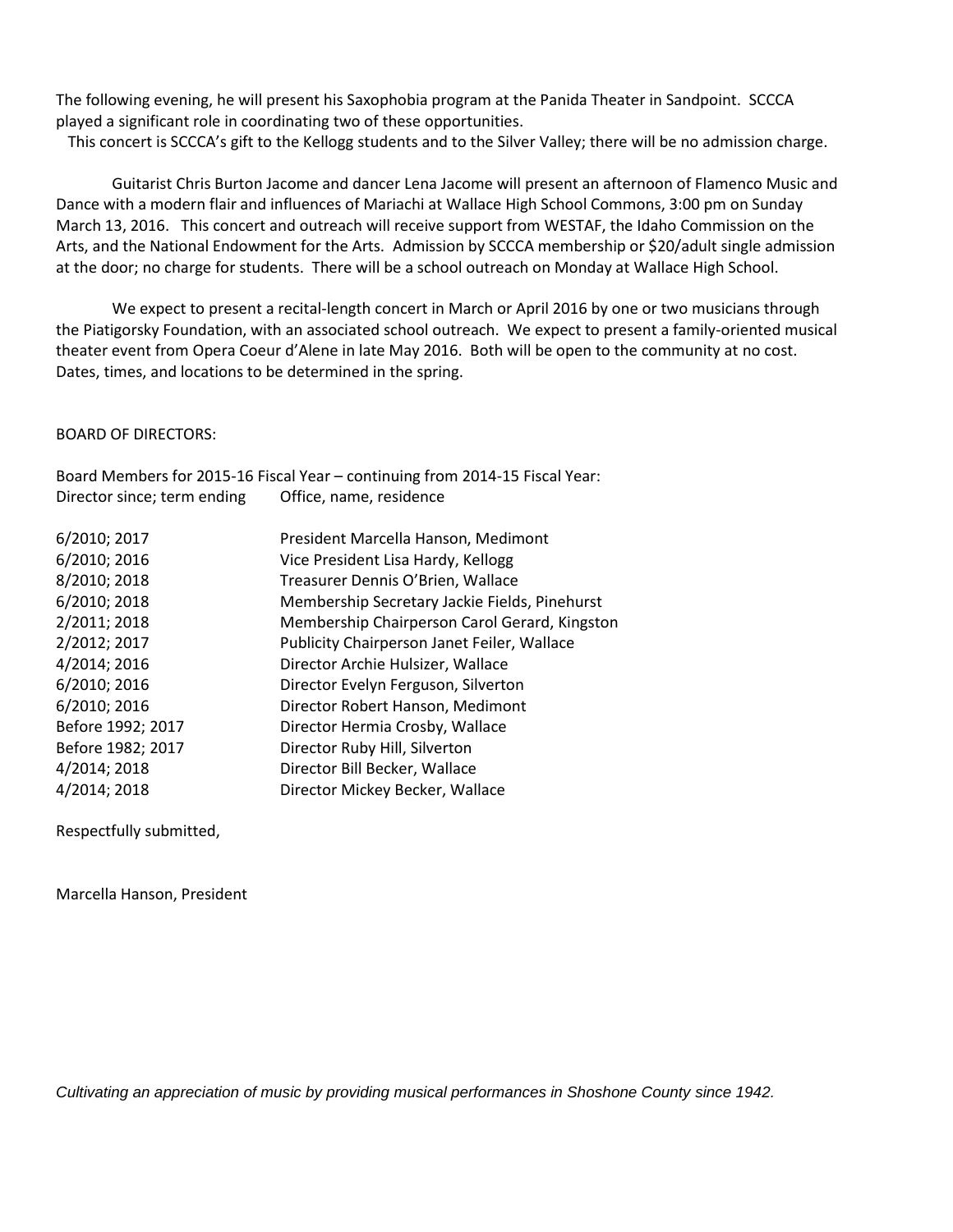The following evening, he will present his Saxophobia program at the Panida Theater in Sandpoint. SCCCA played a significant role in coordinating two of these opportunities.

This concert is SCCCA's gift to the Kellogg students and to the Silver Valley; there will be no admission charge.

Guitarist Chris Burton Jacome and dancer Lena Jacome will present an afternoon of Flamenco Music and Dance with a modern flair and influences of Mariachi at Wallace High School Commons, 3:00 pm on Sunday March 13, 2016. This concert and outreach will receive support from WESTAF, the Idaho Commission on the Arts, and the National Endowment for the Arts. Admission by SCCCA membership or $20/adult single admission at the door; no charge for students. There will be a school outreach on Monday at Wallace High School.

We expect to present a recital-length concert in March or April 2016 by one or two musicians through the Piatigorsky Foundation, with an associated school outreach. We expect to present a family-oriented musical theater event from Opera Coeur d'Alene in late May 2016. Both will be open to the community at no cost. Dates, times, and locations to be determined in the spring.

BOARD OF DIRECTORS:

Board Members for 2015-16 Fiscal Year – continuing from 2014-15 Fiscal Year:

| Director since; term ending | Office, name, residence |
|---|---|
| 6/2010; 2017 | President Marcella Hanson, Medimont |
| 6/2010; 2016 | Vice President Lisa Hardy, Kellogg |
| 8/2010; 2018 | Treasurer Dennis O'Brien, Wallace |
| 6/2010; 2018 | Membership Secretary Jackie Fields, Pinehurst |
| 2/2011; 2018 | Membership Chairperson Carol Gerard, Kingston |
| 2/2012; 2017 | Publicity Chairperson Janet Feiler, Wallace |
| 4/2014; 2016 | Director Archie Hulsizer, Wallace |
| 6/2010; 2016 | Director Evelyn Ferguson, Silverton |
| 6/2010; 2016 | Director Robert Hanson, Medimont |
| Before 1992; 2017 | Director Hermia Crosby, Wallace |
| Before 1982; 2017 | Director Ruby Hill, Silverton |
| 4/2014; 2018 | Director Bill Becker, Wallace |
| 4/2014; 2018 | Director Mickey Becker, Wallace |

Respectfully submitted,

Marcella Hanson, President

*Cultivating an appreciation of music by providing musical performances in Shoshone County since 1942.*